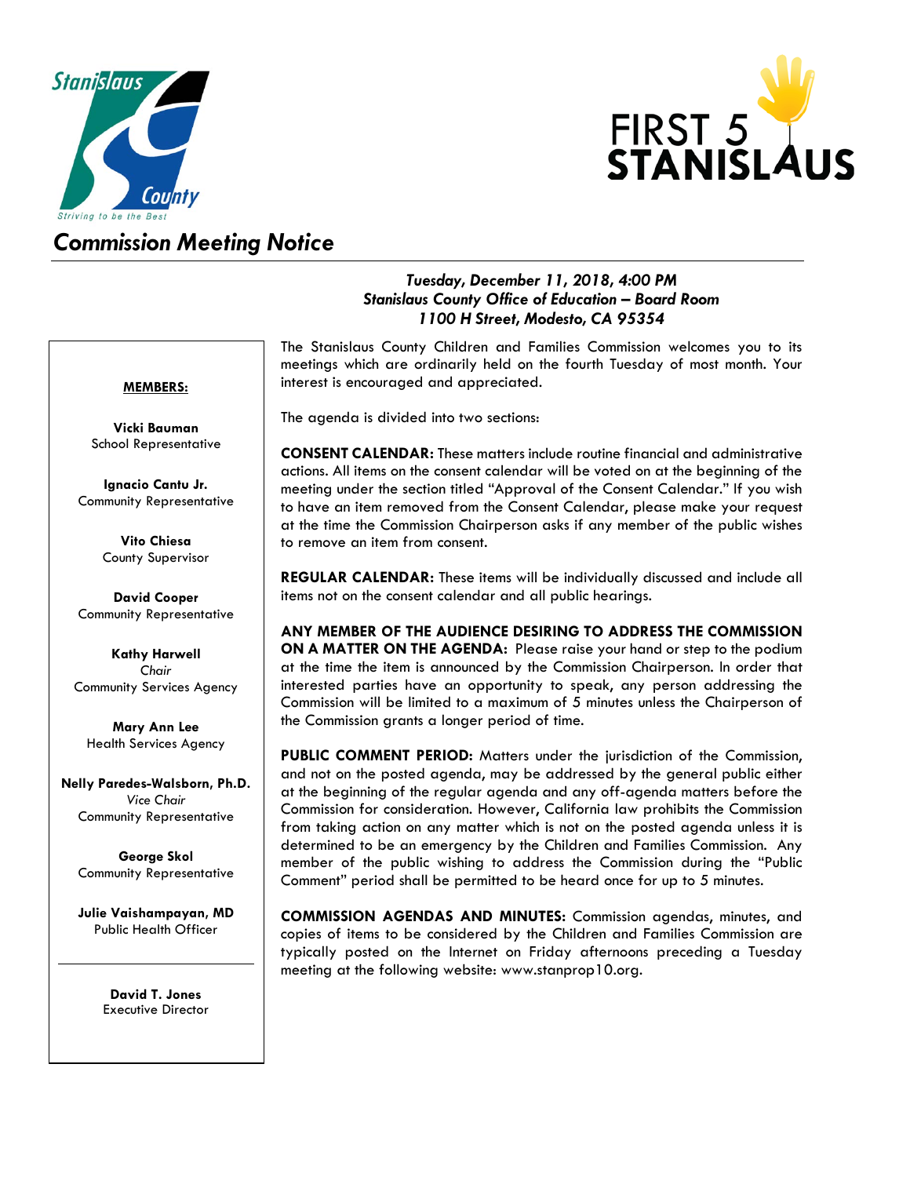# Commission Meeting Notice

***Tuesday, December 11, 2018, 4:00 PM***
***Stanislaus County Office of Education – Board Room***
***1100 H Street, Modesto, CA 95354***

**MEMBERS:**

**Vicki Bauman**
School Representative

**Ignacio Cantu Jr.**
Community Representative

**Vito Chiesa**
County Supervisor

**David Cooper**
Community Representative

**Kathy Harwell**
*Chair*
Community Services Agency

**Mary Ann Lee**
Health Services Agency

**Nelly Paredes-Walsborn, Ph.D.**
*Vice Chair*
Community Representative

**George Skol**
Community Representative

**Julie Vaishampayan, MD**
Public Health Officer

**David T. Jones**
Executive Director

The Stanislaus County Children and Families Commission welcomes you to its meetings which are ordinarily held on the fourth Tuesday of most month. Your interest is encouraged and appreciated.

The agenda is divided into two sections:

**CONSENT CALENDAR:** These matters include routine financial and administrative actions. All items on the consent calendar will be voted on at the beginning of the meeting under the section titled "Approval of the Consent Calendar." If you wish to have an item removed from the Consent Calendar, please make your request at the time the Commission Chairperson asks if any member of the public wishes to remove an item from consent.

**REGULAR CALENDAR:** These items will be individually discussed and include all items not on the consent calendar and all public hearings.

**ANY MEMBER OF THE AUDIENCE DESIRING TO ADDRESS THE COMMISSION ON A MATTER ON THE AGENDA:** Please raise your hand or step to the podium at the time the item is announced by the Commission Chairperson. In order that interested parties have an opportunity to speak, any person addressing the Commission will be limited to a maximum of 5 minutes unless the Chairperson of the Commission grants a longer period of time.

**PUBLIC COMMENT PERIOD:** Matters under the jurisdiction of the Commission, and not on the posted agenda, may be addressed by the general public either at the beginning of the regular agenda and any off-agenda matters before the Commission for consideration. However, California law prohibits the Commission from taking action on any matter which is not on the posted agenda unless it is determined to be an emergency by the Children and Families Commission. Any member of the public wishing to address the Commission during the "Public Comment" period shall be permitted to be heard once for up to 5 minutes.

**COMMISSION AGENDAS AND MINUTES:** Commission agendas, minutes, and copies of items to be considered by the Children and Families Commission are typically posted on the Internet on Friday afternoons preceding a Tuesday meeting at the following website: www.stanprop10.org.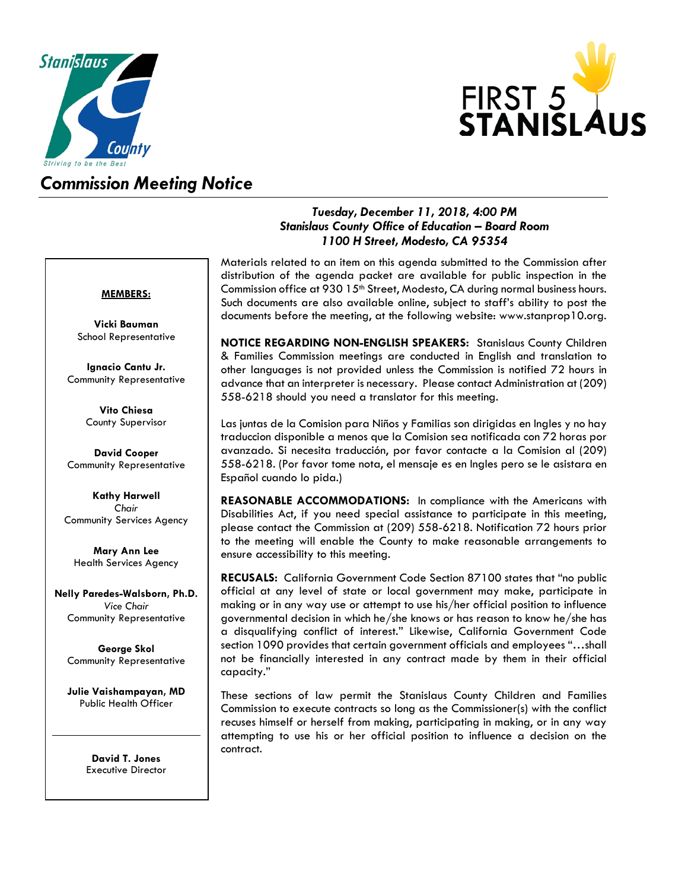# Commission Meeting Notice

***Tuesday, December 11, 2018, 4:00 PM***
***Stanislaus County Office of Education – Board Room***
***1100 H Street, Modesto, CA 95354***

**MEMBERS:**

**Vicki Bauman**
School Representative

**Ignacio Cantu Jr.**
Community Representative

**Vito Chiesa**
County Supervisor

**David Cooper**
Community Representative

**Kathy Harwell**
*Chair*
Community Services Agency

**Mary Ann Lee**
Health Services Agency

**Nelly Paredes-Walsborn, Ph.D.**
*Vice Chair*
Community Representative

**George Skol**
Community Representative

**Julie Vaishampayan, MD**
Public Health Officer

**David T. Jones**
Executive Director

Materials related to an item on this agenda submitted to the Commission after distribution of the agenda packet are available for public inspection in the Commission office at 930 15th Street, Modesto, CA during normal business hours. Such documents are also available online, subject to staff's ability to post the documents before the meeting, at the following website: www.stanprop10.org.

**NOTICE REGARDING NON-ENGLISH SPEAKERS:** Stanislaus County Children & Families Commission meetings are conducted in English and translation to other languages is not provided unless the Commission is notified 72 hours in advance that an interpreter is necessary. Please contact Administration at (209) 558-6218 should you need a translator for this meeting.

Las juntas de la Comision para Niños y Familias son dirigidas en Ingles y no hay traduccion disponible a menos que la Comision sea notificada con 72 horas por avanzado. Si necesita traducción, por favor contacte a la Comision al (209) 558-6218. (Por favor tome nota, el mensaje es en Ingles pero se le asistara en Español cuando lo pida.)

**REASONABLE ACCOMMODATIONS:** In compliance with the Americans with Disabilities Act, if you need special assistance to participate in this meeting, please contact the Commission at (209) 558-6218. Notification 72 hours prior to the meeting will enable the County to make reasonable arrangements to ensure accessibility to this meeting.

**RECUSALS:** California Government Code Section 87100 states that "no public official at any level of state or local government may make, participate in making or in any way use or attempt to use his/her official position to influence governmental decision in which he/she knows or has reason to know he/she has a disqualifying conflict of interest." Likewise, California Government Code section 1090 provides that certain government officials and employees "…shall not be financially interested in any contract made by them in their official capacity."

These sections of law permit the Stanislaus County Children and Families Commission to execute contracts so long as the Commissioner(s) with the conflict recuses himself or herself from making, participating in making, or in any way attempting to use his or her official position to influence a decision on the contract.